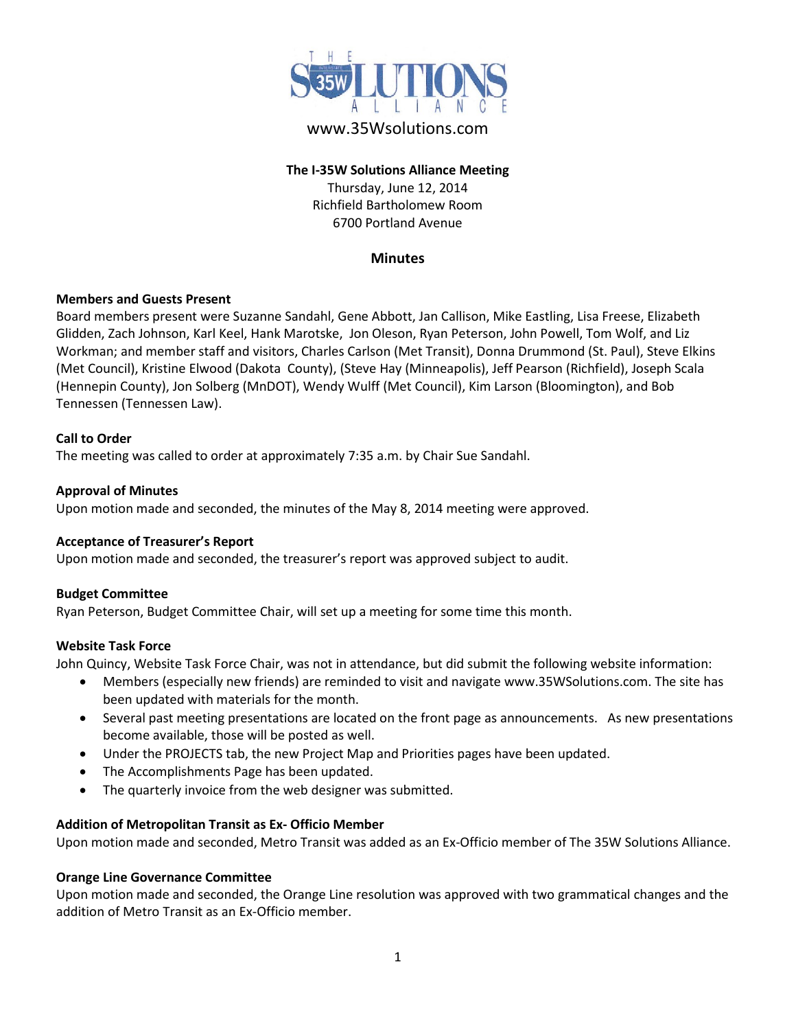THE I-35W SOLUTIONS ALLIANCE

www.35Wsolutions.com

**The I-35W Solutions Alliance Meeting**
Thursday, June 12, 2014
Richfield Bartholomew Room
6700 Portland Avenue

## Minutes

**Members and Guests Present**
Board members present were Suzanne Sandahl, Gene Abbott, Jan Callison, Mike Eastling, Lisa Freese, Elizabeth Glidden, Zach Johnson, Karl Keel, Hank Marotske, Jon Oleson, Ryan Peterson, John Powell, Tom Wolf, and Liz Workman; and member staff and visitors, Charles Carlson (Met Transit), Donna Drummond (St. Paul), Steve Elkins (Met Council), Kristine Elwood (Dakota County), (Steve Hay (Minneapolis), Jeff Pearson (Richfield), Joseph Scala (Hennepin County), Jon Solberg (MnDOT), Wendy Wulff (Met Council), Kim Larson (Bloomington), and Bob Tennessen (Tennessen Law).

**Call to Order**
The meeting was called to order at approximately 7:35 a.m. by Chair Sue Sandahl.

**Approval of Minutes**
Upon motion made and seconded, the minutes of the May 8, 2014 meeting were approved.

**Acceptance of Treasurer's Report**
Upon motion made and seconded, the treasurer's report was approved subject to audit.

**Budget Committee**
Ryan Peterson, Budget Committee Chair, will set up a meeting for some time this month.

**Website Task Force**
John Quincy, Website Task Force Chair, was not in attendance, but did submit the following website information:

- Members (especially new friends) are reminded to visit and navigate www.35WSolutions.com. The site has been updated with materials for the month.
- Several past meeting presentations are located on the front page as announcements. As new presentations become available, those will be posted as well.
- Under the PROJECTS tab, the new Project Map and Priorities pages have been updated.
- The Accomplishments Page has been updated.
- The quarterly invoice from the web designer was submitted.

**Addition of Metropolitan Transit as Ex- Officio Member**
Upon motion made and seconded, Metro Transit was added as an Ex-Officio member of The 35W Solutions Alliance.

**Orange Line Governance Committee**
Upon motion made and seconded, the Orange Line resolution was approved with two grammatical changes and the addition of Metro Transit as an Ex-Officio member.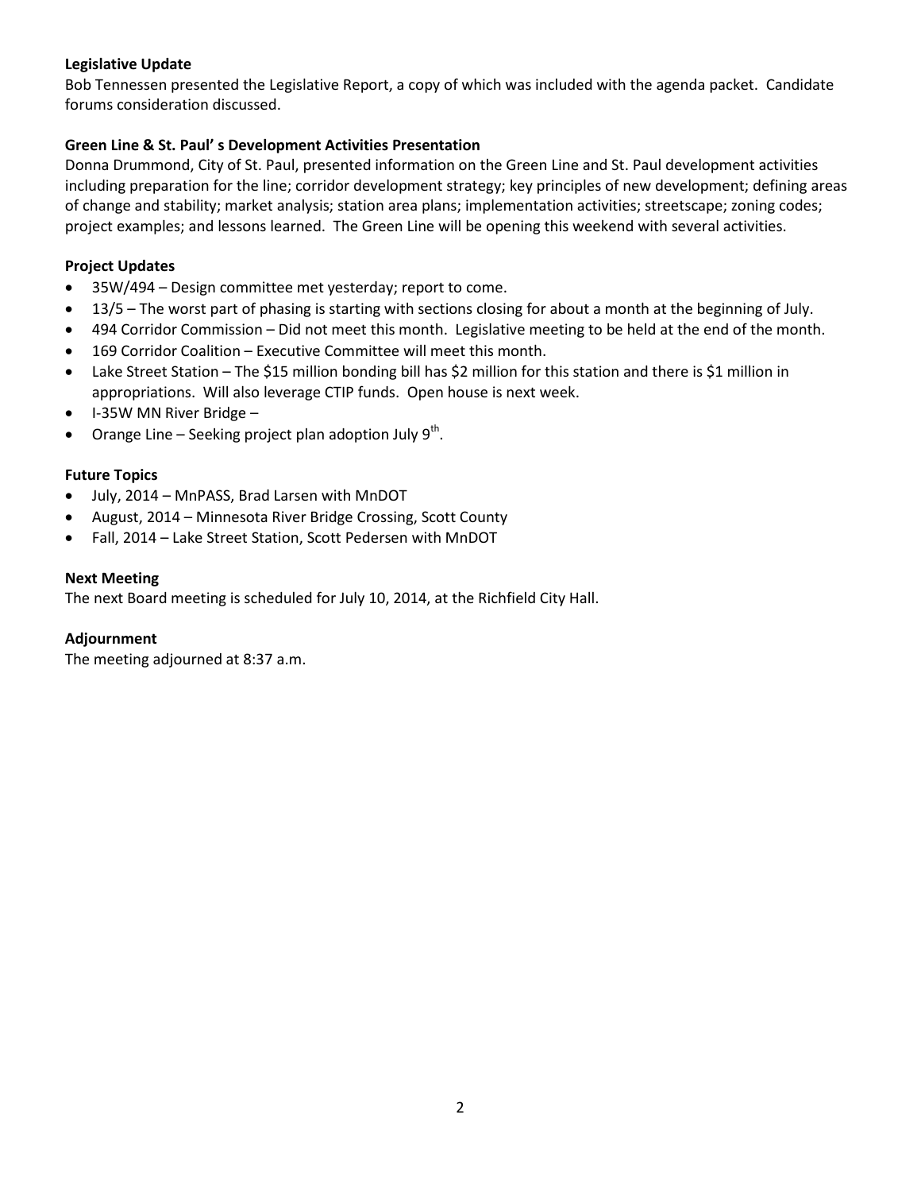**Legislative Update**

Bob Tennessen presented the Legislative Report, a copy of which was included with the agenda packet. Candidate forums consideration discussed.

**Green Line & St. Paul' s Development Activities Presentation**

Donna Drummond, City of St. Paul, presented information on the Green Line and St. Paul development activities including preparation for the line; corridor development strategy; key principles of new development; defining areas of change and stability; market analysis; station area plans; implementation activities; streetscape; zoning codes; project examples; and lessons learned. The Green Line will be opening this weekend with several activities.

**Project Updates**

- 35W/494 – Design committee met yesterday; report to come.
- 13/5 – The worst part of phasing is starting with sections closing for about a month at the beginning of July.
- 494 Corridor Commission – Did not meet this month. Legislative meeting to be held at the end of the month.
- 169 Corridor Coalition – Executive Committee will meet this month.
- Lake Street Station – The $15 million bonding bill has $2 million for this station and there is $1 million in appropriations. Will also leverage CTIP funds. Open house is next week.
- I-35W MN River Bridge –
- Orange Line – Seeking project plan adoption July 9th.

**Future Topics**

- July, 2014 – MnPASS, Brad Larsen with MnDOT
- August, 2014 – Minnesota River Bridge Crossing, Scott County
- Fall, 2014 – Lake Street Station, Scott Pedersen with MnDOT

**Next Meeting**

The next Board meeting is scheduled for July 10, 2014, at the Richfield City Hall.

**Adjournment**

The meeting adjourned at 8:37 a.m.